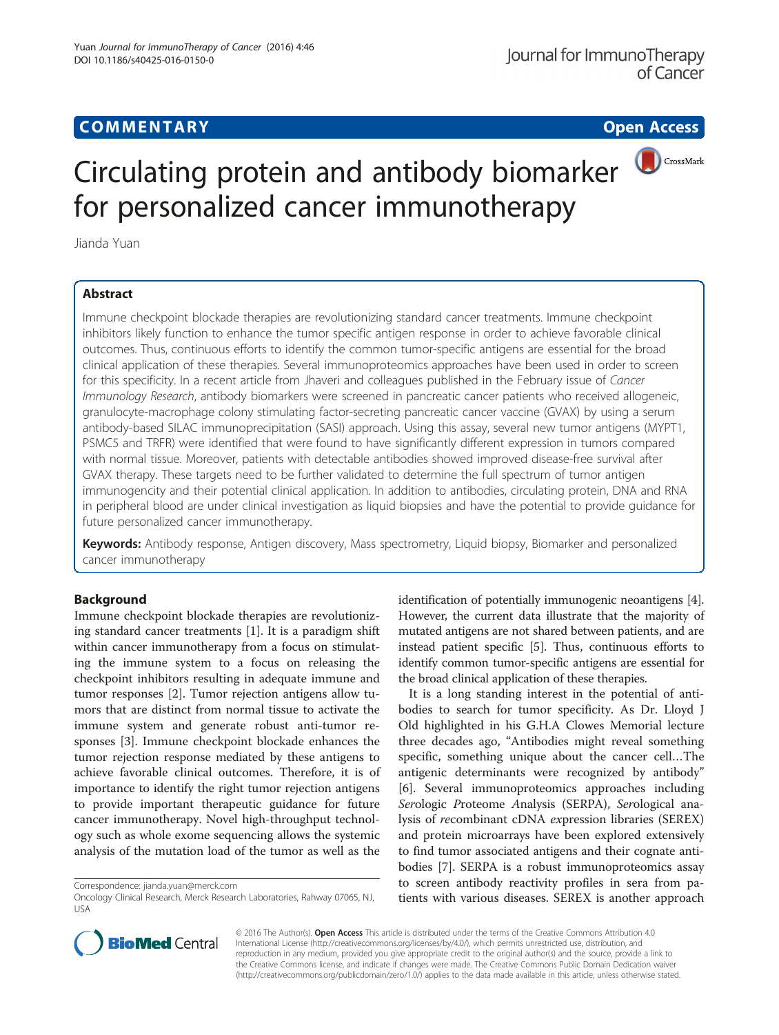COMMENTARY Open Access

# Circulating protein and antibody biomarker for personalized cancer immunotherapy

Jianda Yuan

## Abstract

Immune checkpoint blockade therapies are revolutionizing standard cancer treatments. Immune checkpoint inhibitors likely function to enhance the tumor specific antigen response in order to achieve favorable clinical outcomes. Thus, continuous efforts to identify the common tumor-specific antigens are essential for the broad clinical application of these therapies. Several immunoproteomics approaches have been used in order to screen for this specificity. In a recent article from Jhaveri and colleagues published in the February issue of *Cancer Immunology Research*, antibody biomarkers were screened in pancreatic cancer patients who received allogeneic, granulocyte-macrophage colony stimulating factor-secreting pancreatic cancer vaccine (GVAX) by using a serum antibody-based SILAC immunoprecipitation (SASI) approach. Using this assay, several new tumor antigens (MYPT1, PSMC5 and TRFR) were identified that were found to have significantly different expression in tumors compared with normal tissue. Moreover, patients with detectable antibodies showed improved disease-free survival after GVAX therapy. These targets need to be further validated to determine the full spectrum of tumor antigen immunogencity and their potential clinical application. In addition to antibodies, circulating protein, DNA and RNA in peripheral blood are under clinical investigation as liquid biopsies and have the potential to provide guidance for future personalized cancer immunotherapy.

**Keywords:** Antibody response, Antigen discovery, Mass spectrometry, Liquid biopsy, Biomarker and personalized cancer immunotherapy

## Background

Immune checkpoint blockade therapies are revolutionizing standard cancer treatments [1]. It is a paradigm shift within cancer immunotherapy from a focus on stimulating the immune system to a focus on releasing the checkpoint inhibitors resulting in adequate immune and tumor responses [2]. Tumor rejection antigens allow tumors that are distinct from normal tissue to activate the immune system and generate robust anti-tumor responses [3]. Immune checkpoint blockade enhances the tumor rejection response mediated by these antigens to achieve favorable clinical outcomes. Therefore, it is of importance to identify the right tumor rejection antigens to provide important therapeutic guidance for future cancer immunotherapy. Novel high-throughput technology such as whole exome sequencing allows the systemic analysis of the mutation load of the tumor as well as the identification of potentially immunogenic neoantigens [4]. However, the current data illustrate that the majority of mutated antigens are not shared between patients, and are instead patient specific [5]. Thus, continuous efforts to identify common tumor-specific antigens are essential for the broad clinical application of these therapies.

It is a long standing interest in the potential of antibodies to search for tumor specificity. As Dr. Lloyd J Old highlighted in his G.H.A Clowes Memorial lecture three decades ago, "Antibodies might reveal something specific, something unique about the cancer cell…The antigenic determinants were recognized by antibody" [6]. Several immunoproteomics approaches including *Ser*ologic *P*roteome *A*nalysis (SERPA), *Ser*ological analysis of *re*combinant cDNA *ex*pression libraries (SEREX) and protein microarrays have been explored extensively to find tumor associated antigens and their cognate antibodies [7]. SERPA is a robust immunoproteomics assay to screen antibody reactivity profiles in sera from patients with various diseases. SEREX is another approach

Correspondence: jianda.yuan@merck.com
Oncology Clinical Research, Merck Research Laboratories, Rahway 07065, NJ, USA

© 2016 The Author(s). **Open Access** This article is distributed under the terms of the Creative Commons Attribution 4.0 International License (http://creativecommons.org/licenses/by/4.0/), which permits unrestricted use, distribution, and reproduction in any medium, provided you give appropriate credit to the original author(s) and the source, provide a link to the Creative Commons license, and indicate if changes were made. The Creative Commons Public Domain Dedication waiver (http://creativecommons.org/publicdomain/zero/1.0/) applies to the data made available in this article, unless otherwise stated.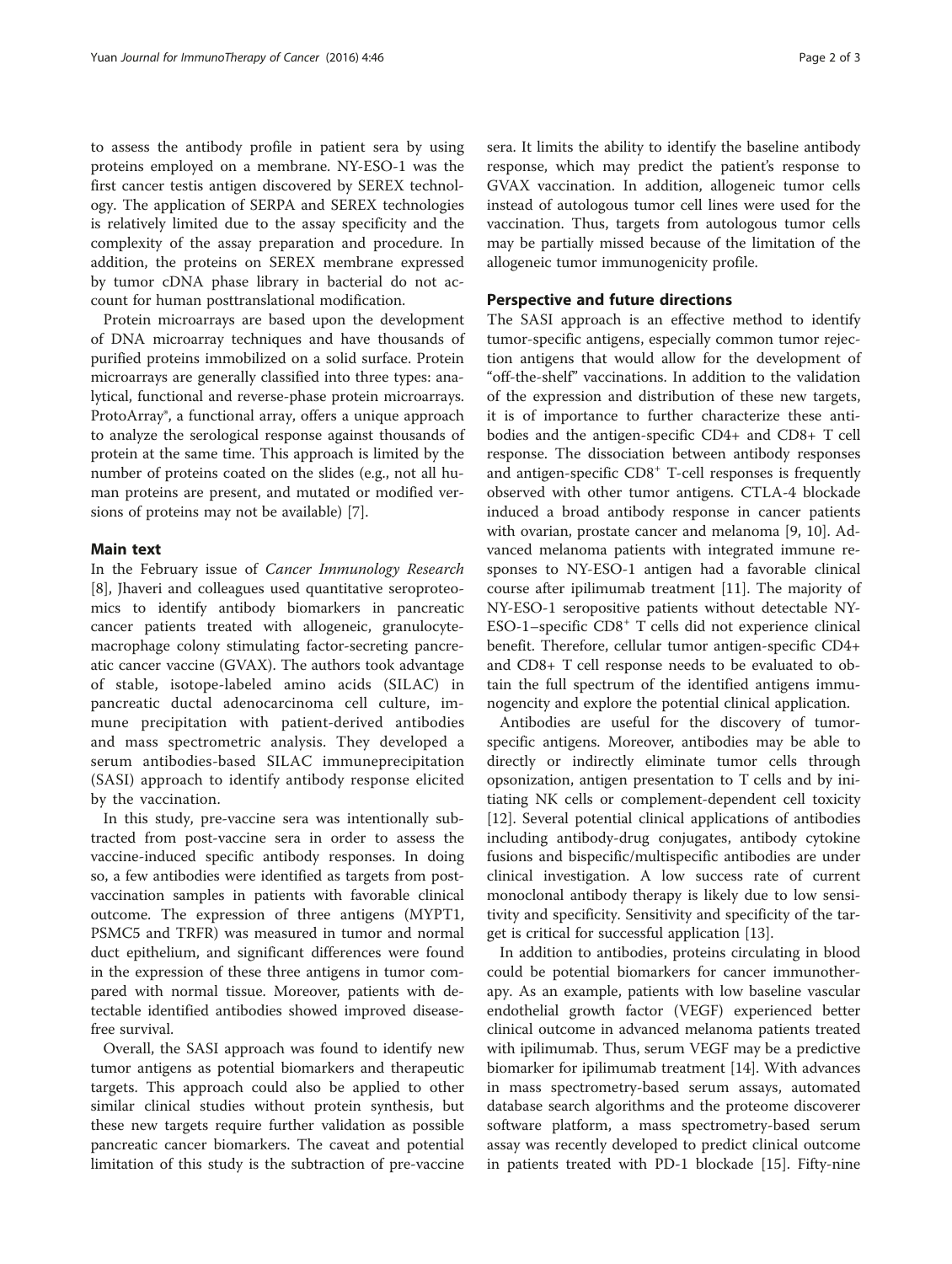to assess the antibody profile in patient sera by using proteins employed on a membrane. NY-ESO-1 was the first cancer testis antigen discovered by SEREX technology. The application of SERPA and SEREX technologies is relatively limited due to the assay specificity and the complexity of the assay preparation and procedure. In addition, the proteins on SEREX membrane expressed by tumor cDNA phase library in bacterial do not account for human posttranslational modification.

Protein microarrays are based upon the development of DNA microarray techniques and have thousands of purified proteins immobilized on a solid surface. Protein microarrays are generally classified into three types: analytical, functional and reverse-phase protein microarrays. ProtoArray®, a functional array, offers a unique approach to analyze the serological response against thousands of protein at the same time. This approach is limited by the number of proteins coated on the slides (e.g., not all human proteins are present, and mutated or modified versions of proteins may not be available) [7].

## Main text

In the February issue of *Cancer Immunology Research* [8], Jhaveri and colleagues used quantitative seroproteomics to identify antibody biomarkers in pancreatic cancer patients treated with allogeneic, granulocyte-macrophage colony stimulating factor-secreting pancreatic cancer vaccine (GVAX). The authors took advantage of stable, isotope-labeled amino acids (SILAC) in pancreatic ductal adenocarcinoma cell culture, immune precipitation with patient-derived antibodies and mass spectrometric analysis. They developed a serum antibodies-based SILAC immuneprecipitation (SASI) approach to identify antibody response elicited by the vaccination.

In this study, pre-vaccine sera was intentionally subtracted from post-vaccine sera in order to assess the vaccine-induced specific antibody responses. In doing so, a few antibodies were identified as targets from post-vaccination samples in patients with favorable clinical outcome. The expression of three antigens (MYPT1, PSMC5 and TRFR) was measured in tumor and normal duct epithelium, and significant differences were found in the expression of these three antigens in tumor compared with normal tissue. Moreover, patients with detectable identified antibodies showed improved disease-free survival.

Overall, the SASI approach was found to identify new tumor antigens as potential biomarkers and therapeutic targets. This approach could also be applied to other similar clinical studies without protein synthesis, but these new targets require further validation as possible pancreatic cancer biomarkers. The caveat and potential limitation of this study is the subtraction of pre-vaccine sera. It limits the ability to identify the baseline antibody response, which may predict the patient's response to GVAX vaccination. In addition, allogeneic tumor cells instead of autologous tumor cell lines were used for the vaccination. Thus, targets from autologous tumor cells may be partially missed because of the limitation of the allogeneic tumor immunogenicity profile.

## Perspective and future directions

The SASI approach is an effective method to identify tumor-specific antigens, especially common tumor rejection antigens that would allow for the development of "off-the-shelf" vaccinations. In addition to the validation of the expression and distribution of these new targets, it is of importance to further characterize these antibodies and the antigen-specific CD4+ and CD8+ T cell response. The dissociation between antibody responses and antigen-specific $CD8^+$ T-cell responses is frequently observed with other tumor antigens. CTLA-4 blockade induced a broad antibody response in cancer patients with ovarian, prostate cancer and melanoma [9, 10]. Advanced melanoma patients with integrated immune responses to NY-ESO-1 antigen had a favorable clinical course after ipilimumab treatment [11]. The majority of NY-ESO-1 seropositive patients without detectable NY-ESO-1–specific $CD8^+$ T cells did not experience clinical benefit. Therefore, cellular tumor antigen-specific CD4+ and CD8+ T cell response needs to be evaluated to obtain the full spectrum of the identified antigens immunogencity and explore the potential clinical application.

Antibodies are useful for the discovery of tumor-specific antigens. Moreover, antibodies may be able to directly or indirectly eliminate tumor cells through opsonization, antigen presentation to T cells and by initiating NK cells or complement-dependent cell toxicity [12]. Several potential clinical applications of antibodies including antibody-drug conjugates, antibody cytokine fusions and bispecific/multispecific antibodies are under clinical investigation. A low success rate of current monoclonal antibody therapy is likely due to low sensitivity and specificity. Sensitivity and specificity of the target is critical for successful application [13].

In addition to antibodies, proteins circulating in blood could be potential biomarkers for cancer immunotherapy. As an example, patients with low baseline vascular endothelial growth factor (VEGF) experienced better clinical outcome in advanced melanoma patients treated with ipilimumab. Thus, serum VEGF may be a predictive biomarker for ipilimumab treatment [14]. With advances in mass spectrometry-based serum assays, automated database search algorithms and the proteome discoverer software platform, a mass spectrometry-based serum assay was recently developed to predict clinical outcome in patients treated with PD-1 blockade [15]. Fifty-nine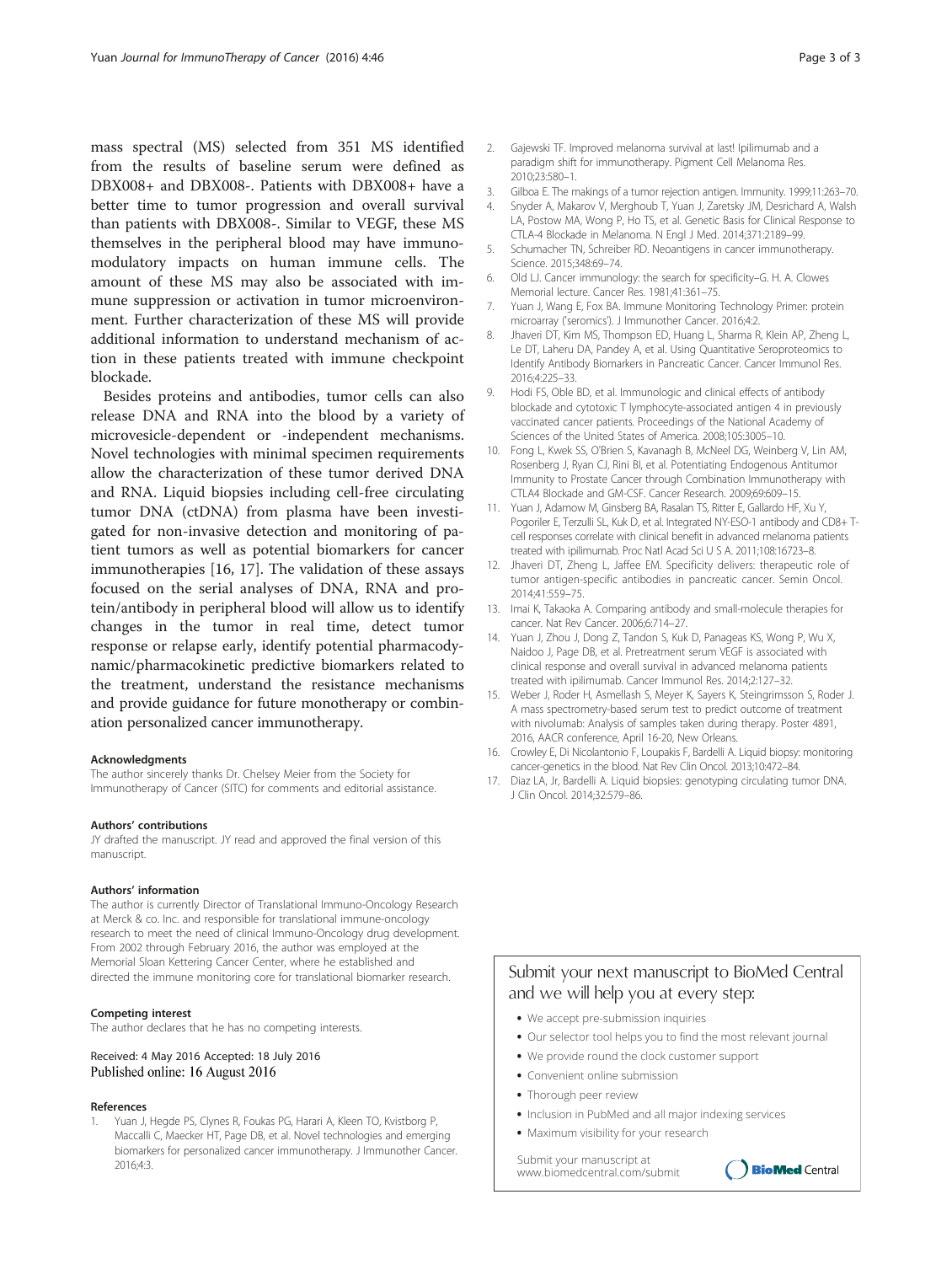mass spectral (MS) selected from 351 MS identified from the results of baseline serum were defined as DBX008+ and DBX008-. Patients with DBX008+ have a better time to tumor progression and overall survival than patients with DBX008-. Similar to VEGF, these MS themselves in the peripheral blood may have immunomodulatory impacts on human immune cells. The amount of these MS may also be associated with immune suppression or activation in tumor microenvironment. Further characterization of these MS will provide additional information to understand mechanism of action in these patients treated with immune checkpoint blockade.

Besides proteins and antibodies, tumor cells can also release DNA and RNA into the blood by a variety of microvesicle-dependent or -independent mechanisms. Novel technologies with minimal specimen requirements allow the characterization of these tumor derived DNA and RNA. Liquid biopsies including cell-free circulating tumor DNA (ctDNA) from plasma have been investigated for non-invasive detection and monitoring of patient tumors as well as potential biomarkers for cancer immunotherapies [16, 17]. The validation of these assays focused on the serial analyses of DNA, RNA and protein/antibody in peripheral blood will allow us to identify changes in the tumor in real time, detect tumor response or relapse early, identify potential pharmacodynamic/pharmacokinetic predictive biomarkers related to the treatment, understand the resistance mechanisms and provide guidance for future monotherapy or combination personalized cancer immunotherapy.

#### Acknowledgments
The author sincerely thanks Dr. Chelsey Meier from the Society for Immunotherapy of Cancer (SITC) for comments and editorial assistance.

#### Authors' contributions
JY drafted the manuscript. JY read and approved the final version of this manuscript.

#### Authors' information
The author is currently Director of Translational Immuno-Oncology Research at Merck & co. Inc. and responsible for translational immune-oncology research to meet the need of clinical Immuno-Oncology drug development. From 2002 through February 2016, the author was employed at the Memorial Sloan Kettering Cancer Center, where he established and directed the immune monitoring core for translational biomarker research.

#### Competing interest
The author declares that he has no competing interests.

Received: 4 May 2016 Accepted: 18 July 2016
Published online: 16 August 2016

#### References

1. Yuan J, Hegde PS, Clynes R, Foukas PG, Harari A, Kleen TO, Kvistborg P, Maccalli C, Maecker HT, Page DB, et al. Novel technologies and emerging biomarkers for personalized cancer immunotherapy. J Immunother Cancer. 2016;4:3.
2. Gajewski TF. Improved melanoma survival at last! Ipilimumab and a paradigm shift for immunotherapy. Pigment Cell Melanoma Res. 2010;23:580–1.
3. Gilboa E. The makings of a tumor rejection antigen. Immunity. 1999;11:263–70.
4. Snyder A, Makarov V, Merghoub T, Yuan J, Zaretsky JM, Desrichard A, Walsh LA, Postow MA, Wong P, Ho TS, et al. Genetic Basis for Clinical Response to CTLA-4 Blockade in Melanoma. N Engl J Med. 2014;371:2189–99.
5. Schumacher TN, Schreiber RD. Neoantigens in cancer immunotherapy. Science. 2015;348:69–74.
6. Old LJ. Cancer immunology: the search for specificity–G. H. A. Clowes Memorial lecture. Cancer Res. 1981;41:361–75.
7. Yuan J, Wang E, Fox BA. Immune Monitoring Technology Primer: protein microarray ('seromics'). J Immunother Cancer. 2016;4:2.
8. Jhaveri DT, Kim MS, Thompson ED, Huang L, Sharma R, Klein AP, Zheng L, Le DT, Laheru DA, Pandey A, et al. Using Quantitative Seroproteomics to Identify Antibody Biomarkers in Pancreatic Cancer. Cancer Immunol Res. 2016;4:225–33.
9. Hodi FS, Oble BD, et al. Immunologic and clinical effects of antibody blockade and cytotoxic T lymphocyte-associated antigen 4 in previously vaccinated cancer patients. Proceedings of the National Academy of Sciences of the United States of America. 2008;105:3005–10.
10. Fong L, Kwek SS, O'Brien S, Kavanagh B, McNeel DG, Weinberg V, Lin AM, Rosenberg J, Ryan CJ, Rini BI, et al. Potentiating Endogenous Antitumor Immunity to Prostate Cancer through Combination Immunotherapy with CTLA4 Blockade and GM-CSF. Cancer Research. 2009;69:609–15.
11. Yuan J, Adamow M, Ginsberg BA, Rasalan TS, Ritter E, Gallardo HF, Xu Y, Pogoriler E, Terzulli SL, Kuk D, et al. Integrated NY-ESO-1 antibody and CD8+ T-cell responses correlate with clinical benefit in advanced melanoma patients treated with ipilimumab. Proc Natl Acad Sci U S A. 2011;108:16723–8.
12. Jhaveri DT, Zheng L, Jaffee EM. Specificity delivers: therapeutic role of tumor antigen-specific antibodies in pancreatic cancer. Semin Oncol. 2014;41:559–75.
13. Imai K, Takaoka A. Comparing antibody and small-molecule therapies for cancer. Nat Rev Cancer. 2006;6:714–27.
14. Yuan J, Zhou J, Dong Z, Tandon S, Kuk D, Panageas KS, Wong P, Wu X, Naidoo J, Page DB, et al. Pretreatment serum VEGF is associated with clinical response and overall survival in advanced melanoma patients treated with ipilimumab. Cancer Immunol Res. 2014;2:127–32.
15. Weber J, Roder H, Asmellash S, Meyer K, Sayers K, Steingrimsson S, Roder J. A mass spectrometry-based serum test to predict outcome of treatment with nivolumab: Analysis of samples taken during therapy. Poster 4891, 2016, AACR conference, April 16-20, New Orleans.
16. Crowley E, Di Nicolantonio F, Loupakis F, Bardelli A. Liquid biopsy: monitoring cancer-genetics in the blood. Nat Rev Clin Oncol. 2013;10:472–84.
17. Diaz LA, Jr, Bardelli A. Liquid biopsies: genotyping circulating tumor DNA. J Clin Oncol. 2014;32:579–86.

Submit your next manuscript to BioMed Central and we will help you at every step:

- We accept pre-submission inquiries
- Our selector tool helps you to find the most relevant journal
- We provide round the clock customer support
- Convenient online submission
- Thorough peer review
- Inclusion in PubMed and all major indexing services
- Maximum visibility for your research

Submit your manuscript at
www.biomedcentral.com/submit